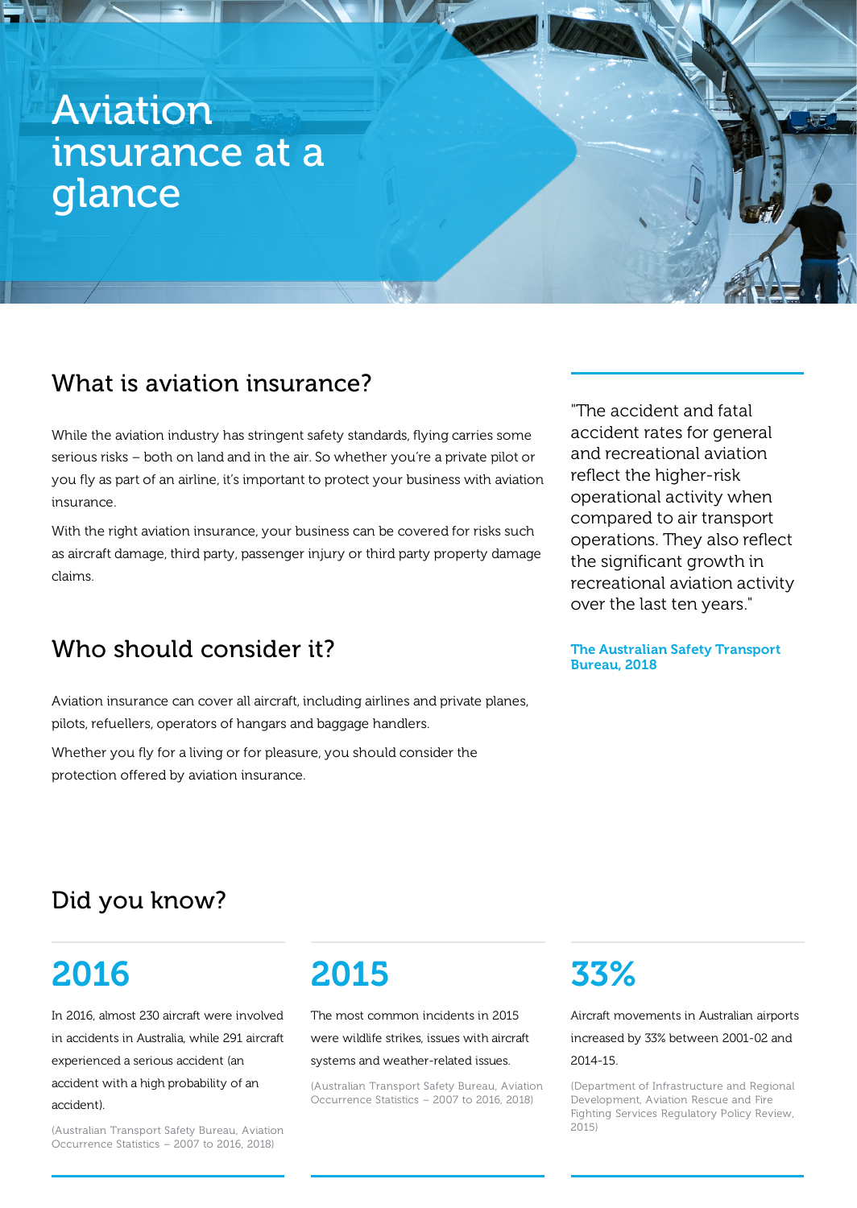# Aviation insurance at a glance

## What is aviation insurance?

While the aviation industry has stringent safety standards, flying carries some serious risks – both on land and in the air. So whether you're a private pilot or you fly as part of an airline, it's important to protect your business with aviation insurance.

With the right aviation insurance, your business can be covered for risks such as aircraft damage, third party, passenger injury or third party property damage claims.

> "The accident and fatal accident rates for general and recreational aviation reflect the higher-risk operational activity when compared to air transport operations. They also reflect the significant growth in recreational aviation activity over the last ten years."
>
> **The Australian Safety Transport Bureau, 2018**

## Who should consider it?

Aviation insurance can cover all aircraft, including airlines and private planes, pilots, refuellers, operators of hangars and baggage handlers.

Whether you fly for a living or for pleasure, you should consider the protection offered by aviation insurance.

## Did you know?

### 2016

In 2016, almost 230 aircraft were involved in accidents in Australia, while 291 aircraft experienced a serious accident (an accident with a high probability of an accident).

(Australian Transport Safety Bureau, Aviation Occurrence Statistics – 2007 to 2016, 2018)

### 2015

The most common incidents in 2015 were wildlife strikes, issues with aircraft systems and weather-related issues.

(Australian Transport Safety Bureau, Aviation Occurrence Statistics – 2007 to 2016, 2018)

### 33%

Aircraft movements in Australian airports increased by 33% between 2001-02 and 2014-15.

(Department of Infrastructure and Regional Development, Aviation Rescue and Fire Fighting Services Regulatory Policy Review, 2015)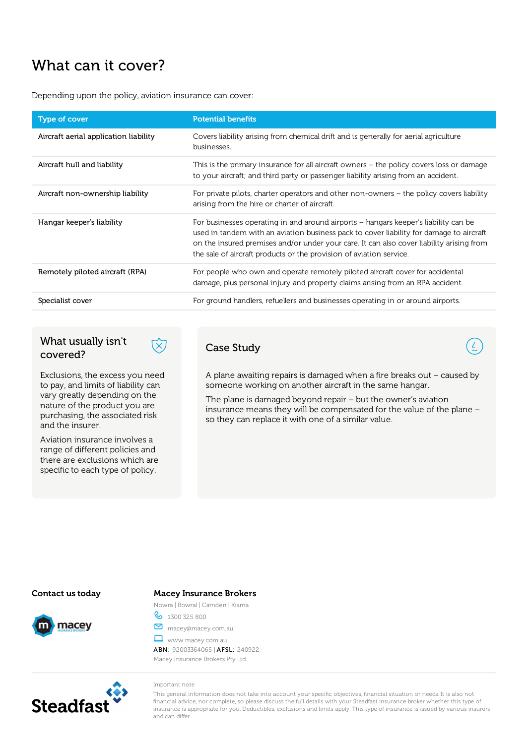# What can it cover?

Depending upon the policy, aviation insurance can cover:

| Type of cover | Potential benefits |
|---|---|
| Aircraft aerial application liability | Covers liability arising from chemical drift and is generally for aerial agriculture businesses. |
| Aircraft hull and liability | This is the primary insurance for all aircraft owners – the policy covers loss or damage to your aircraft; and third party or passenger liability arising from an accident. |
| Aircraft non-ownership liability | For private pilots, charter operators and other non-owners – the policy covers liability arising from the hire or charter of aircraft. |
| Hangar keeper's liability | For businesses operating in and around airports – hangars keeper's liability can be used in tandem with an aviation business pack to cover liability for damage to aircraft on the insured premises and/or under your care. It can also cover liability arising from the sale of aircraft products or the provision of aviation service. |
| Remotely piloted aircraft (RPA) | For people who own and operate remotely piloted aircraft cover for accidental damage, plus personal injury and property claims arising from an RPA accident. |
| Specialist cover | For ground handlers, refuellers and businesses operating in or around airports. |

## What usually isn't covered?

Exclusions, the excess you need to pay, and limits of liability can vary greatly depending on the nature of the product you are purchasing, the associated risk and the insurer.

Aviation insurance involves a range of different policies and there are exclusions which are specific to each type of policy.

## Case Study

A plane awaiting repairs is damaged when a fire breaks out – caused by someone working on another aircraft in the same hangar.

The plane is damaged beyond repair – but the owner's aviation insurance means they will be compensated for the value of the plane – so they can replace it with one of a similar value.

**Contact us today**

**Macey Insurance Brokers**

Nowra | Bowral | Camden | Kiama

1300 325 800

macey@macey.com.au

www.macey.com.au

**ABN:** 92003364065 | **AFSL:** 240922

Macey Insurance Brokers Pty Ltd

Steadfast

Important note

This general information does not take into account your specific objectives, financial situation or needs. It is also not financial advice, nor complete, so please discuss the full details with your Steadfast insurance broker whether this type of insurance is appropriate for you. Deductibles, exclusions and limits apply. This type of insurance is issued by various insurers and can differ.